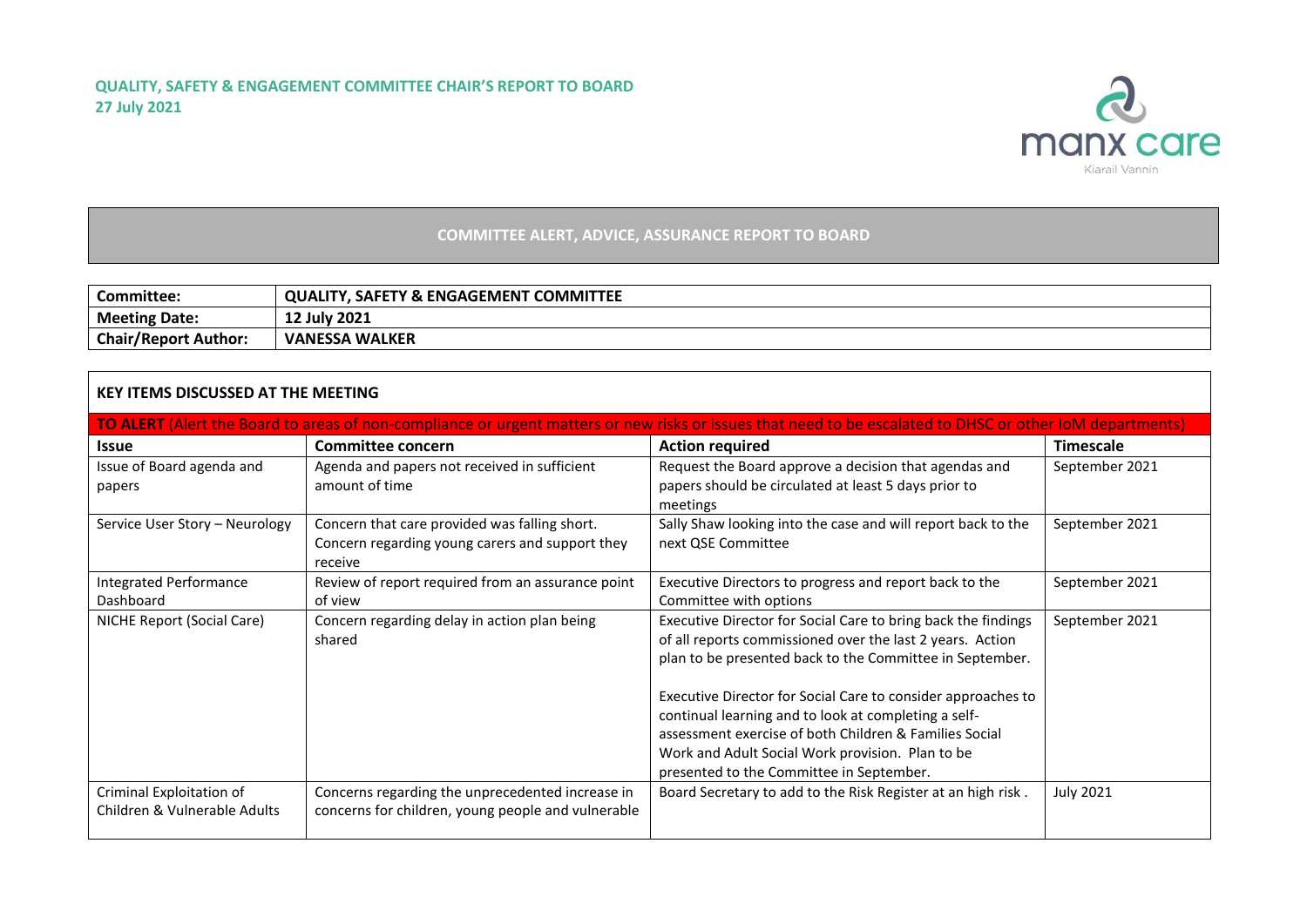**QUALITY, SAFETY & ENGAGEMENT COMMITTEE CHAIR'S REPORT TO BOARD**
**27 July 2021**

## COMMITTEE ALERT, ADVICE, ASSURANCE REPORT TO BOARD

| | |
|---|---|
| **Committee:** | **QUALITY, SAFETY & ENGAGEMENT COMMITTEE** |
| **Meeting Date:** | **12 July 2021** |
| **Chair/Report Author:** | **VANESSA WALKER** |

### KEY ITEMS DISCUSSED AT THE MEETING

**TO ALERT** (Alert the Board to areas of non-compliance or urgent matters or new risks or issues that need to be escalated to DHSC or other IoM departments)

| **Issue** | **Committee concern** | **Action required** | **Timescale** |
|---|---|---|---|
| Issue of Board agenda and papers | Agenda and papers not received in sufficient amount of time | Request the Board approve a decision that agendas and papers should be circulated at least 5 days prior to meetings | September 2021 |
| Service User Story – Neurology | Concern that care provided was falling short. Concern regarding young carers and support they receive | Sally Shaw looking into the case and will report back to the next QSE Committee | September 2021 |
| Integrated Performance Dashboard | Review of report required from an assurance point of view | Executive Directors to progress and report back to the Committee with options | September 2021 |
| NICHE Report (Social Care) | Concern regarding delay in action plan being shared | Executive Director for Social Care to bring back the findings of all reports commissioned over the last 2 years. Action plan to be presented back to the Committee in September.<br><br>Executive Director for Social Care to consider approaches to continual learning and to look at completing a self-assessment exercise of both Children & Families Social Work and Adult Social Work provision. Plan to be presented to the Committee in September. | September 2021 |
| Criminal Exploitation of Children & Vulnerable Adults | Concerns regarding the unprecedented increase in concerns for children, young people and vulnerable | Board Secretary to add to the Risk Register at an high risk . | July 2021 |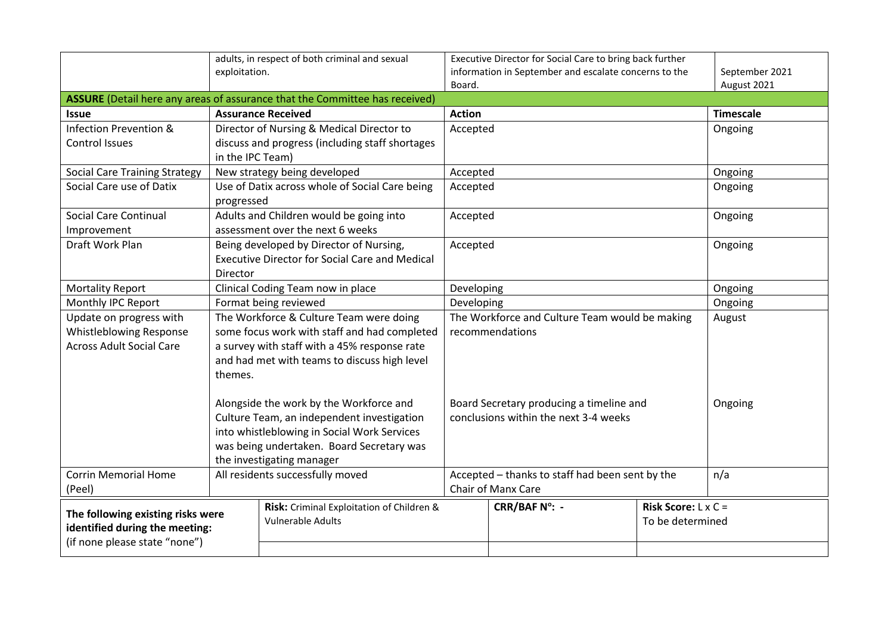| | | | |
|---|---|---|---|
| | adults, in respect of both criminal and sexual exploitation. | Executive Director for Social Care to bring back further information in September and escalate concerns to the Board. | September 2021<br>August 2021 |

**ASSURE** (Detail here any areas of assurance that the Committee has received)

| Issue | Assurance Received | Action | Timescale |
|---|---|---|---|
| Infection Prevention & Control Issues | Director of Nursing & Medical Director to discuss and progress (including staff shortages in the IPC Team) | Accepted | Ongoing |
| Social Care Training Strategy | New strategy being developed | Accepted | Ongoing |
| Social Care use of Datix | Use of Datix across whole of Social Care being progressed | Accepted | Ongoing |
| Social Care Continual Improvement | Adults and Children would be going into assessment over the next 6 weeks | Accepted | Ongoing |
| Draft Work Plan | Being developed by Director of Nursing, Executive Director for Social Care and Medical Director | Accepted | Ongoing |
| Mortality Report | Clinical Coding Team now in place | Developing | Ongoing |
| Monthly IPC Report | Format being reviewed | Developing | Ongoing |
| Update on progress with Whistleblowing Response Across Adult Social Care | The Workforce & Culture Team were doing some focus work with staff and had completed a survey with staff with a 45% response rate and had met with teams to discuss high level themes. | The Workforce and Culture Team would be making recommendations | August |
| | Alongside the work by the Workforce and Culture Team, an independent investigation into whistleblowing in Social Work Services was being undertaken. Board Secretary was the investigating manager | Board Secretary producing a timeline and conclusions within the next 3-4 weeks | Ongoing |
| Corrin Memorial Home (Peel) | All residents successfully moved | Accepted – thanks to staff had been sent by the Chair of Manx Care | n/a |

| | | | |
|---|---|---|---|
| **The following existing risks were identified during the meeting:**<br>(if none please state "none") | **Risk:** Criminal Exploitation of Children & Vulnerable Adults | **CRR/BAF N°: -** | **Risk Score:** L x C = To be determined |
| | | | |